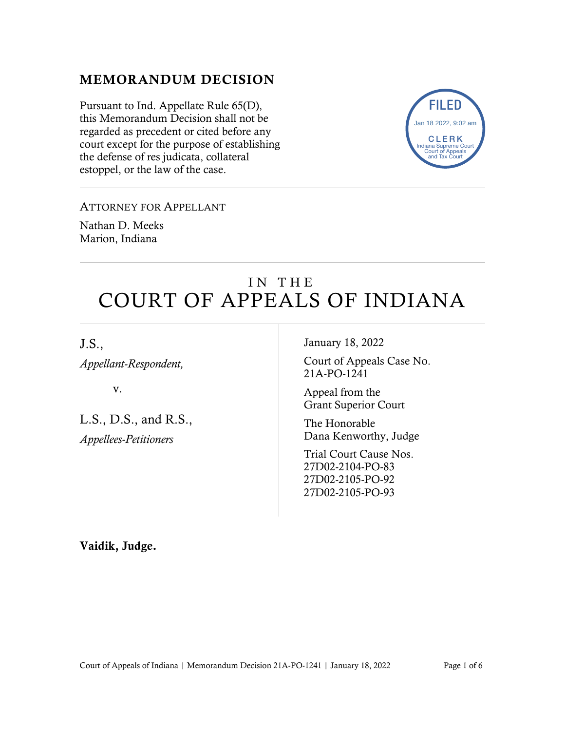## MEMORANDUM DECISION

Pursuant to Ind. Appellate Rule 65(D), this Memorandum Decision shall not be regarded as precedent or cited before any court except for the purpose of establishing the defense of res judicata, collateral estoppel, or the law of the case.

FILED
Jan 18 2022, 9:02 am
CLERK
Indiana Supreme Court
Court of Appeals
and Tax Court

---

ATTORNEY FOR APPELLANT

Nathan D. Meeks
Marion, Indiana

---

# IN THE COURT OF APPEALS OF INDIANA

J.S.,
*Appellant-Respondent,*

v.

L.S., D.S., and R.S.,
*Appellees-Petitioners*

January 18, 2022

Court of Appeals Case No. 21A-PO-1241

Appeal from the Grant Superior Court

The Honorable Dana Kenworthy, Judge

Trial Court Cause Nos.
27D02-2104-PO-83
27D02-2105-PO-92
27D02-2105-PO-93

**Vaidik, Judge.**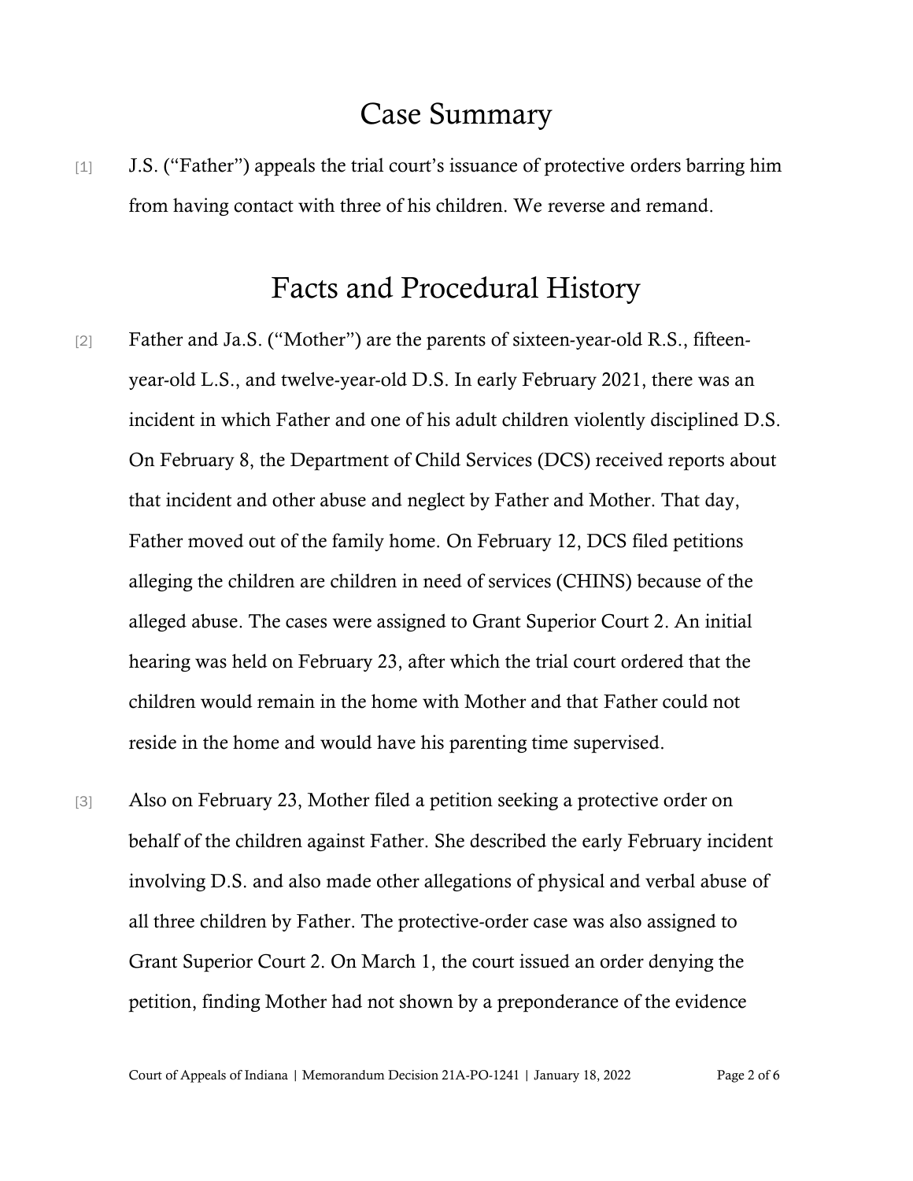# Case Summary

[1] J.S. ("Father") appeals the trial court's issuance of protective orders barring him from having contact with three of his children. We reverse and remand.

# Facts and Procedural History

[2] Father and Ja.S. ("Mother") are the parents of sixteen-year-old R.S., fifteen-year-old L.S., and twelve-year-old D.S. In early February 2021, there was an incident in which Father and one of his adult children violently disciplined D.S. On February 8, the Department of Child Services (DCS) received reports about that incident and other abuse and neglect by Father and Mother. That day, Father moved out of the family home. On February 12, DCS filed petitions alleging the children are children in need of services (CHINS) because of the alleged abuse. The cases were assigned to Grant Superior Court 2. An initial hearing was held on February 23, after which the trial court ordered that the children would remain in the home with Mother and that Father could not reside in the home and would have his parenting time supervised.

[3] Also on February 23, Mother filed a petition seeking a protective order on behalf of the children against Father. She described the early February incident involving D.S. and also made other allegations of physical and verbal abuse of all three children by Father. The protective-order case was also assigned to Grant Superior Court 2. On March 1, the court issued an order denying the petition, finding Mother had not shown by a preponderance of the evidence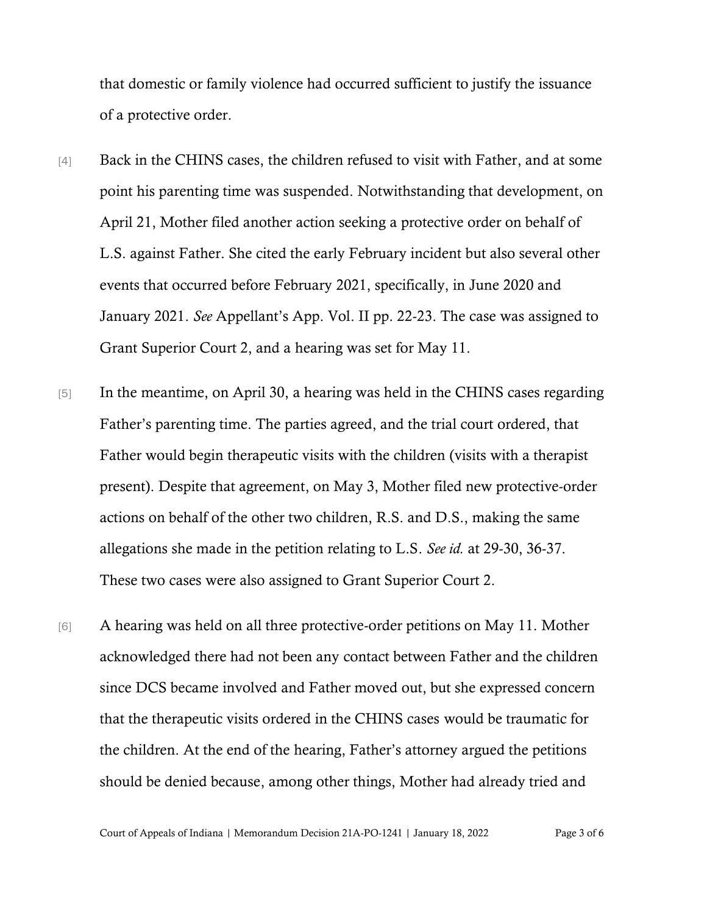that domestic or family violence had occurred sufficient to justify the issuance of a protective order.

[4] Back in the CHINS cases, the children refused to visit with Father, and at some point his parenting time was suspended. Notwithstanding that development, on April 21, Mother filed another action seeking a protective order on behalf of L.S. against Father. She cited the early February incident but also several other events that occurred before February 2021, specifically, in June 2020 and January 2021. *See* Appellant's App. Vol. II pp. 22-23. The case was assigned to Grant Superior Court 2, and a hearing was set for May 11.

[5] In the meantime, on April 30, a hearing was held in the CHINS cases regarding Father's parenting time. The parties agreed, and the trial court ordered, that Father would begin therapeutic visits with the children (visits with a therapist present). Despite that agreement, on May 3, Mother filed new protective-order actions on behalf of the other two children, R.S. and D.S., making the same allegations she made in the petition relating to L.S. *See id.* at 29-30, 36-37. These two cases were also assigned to Grant Superior Court 2.

[6] A hearing was held on all three protective-order petitions on May 11. Mother acknowledged there had not been any contact between Father and the children since DCS became involved and Father moved out, but she expressed concern that the therapeutic visits ordered in the CHINS cases would be traumatic for the children. At the end of the hearing, Father's attorney argued the petitions should be denied because, among other things, Mother had already tried and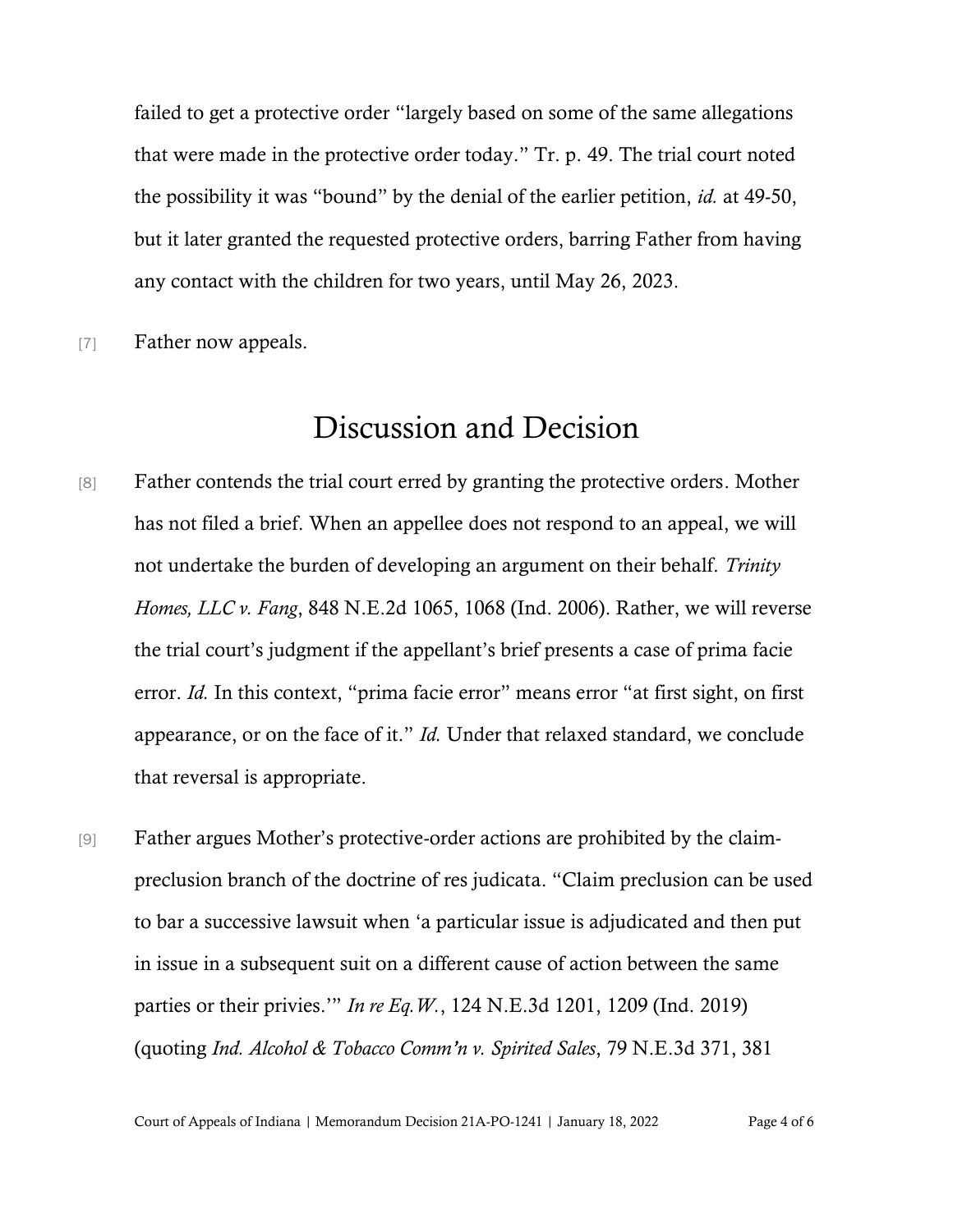failed to get a protective order "largely based on some of the same allegations that were made in the protective order today." Tr. p. 49. The trial court noted the possibility it was "bound" by the denial of the earlier petition, *id.* at 49-50, but it later granted the requested protective orders, barring Father from having any contact with the children for two years, until May 26, 2023.

[7] Father now appeals.

# Discussion and Decision

[8] Father contends the trial court erred by granting the protective orders. Mother has not filed a brief. When an appellee does not respond to an appeal, we will not undertake the burden of developing an argument on their behalf. *Trinity Homes, LLC v. Fang*, 848 N.E.2d 1065, 1068 (Ind. 2006). Rather, we will reverse the trial court's judgment if the appellant's brief presents a case of prima facie error. *Id.* In this context, "prima facie error" means error "at first sight, on first appearance, or on the face of it." *Id.* Under that relaxed standard, we conclude that reversal is appropriate.

[9] Father argues Mother's protective-order actions are prohibited by the claim-preclusion branch of the doctrine of res judicata. "Claim preclusion can be used to bar a successive lawsuit when 'a particular issue is adjudicated and then put in issue in a subsequent suit on a different cause of action between the same parties or their privies.'" *In re Eq.W.*, 124 N.E.3d 1201, 1209 (Ind. 2019) (quoting *Ind. Alcohol & Tobacco Comm'n v. Spirited Sales*, 79 N.E.3d 371, 381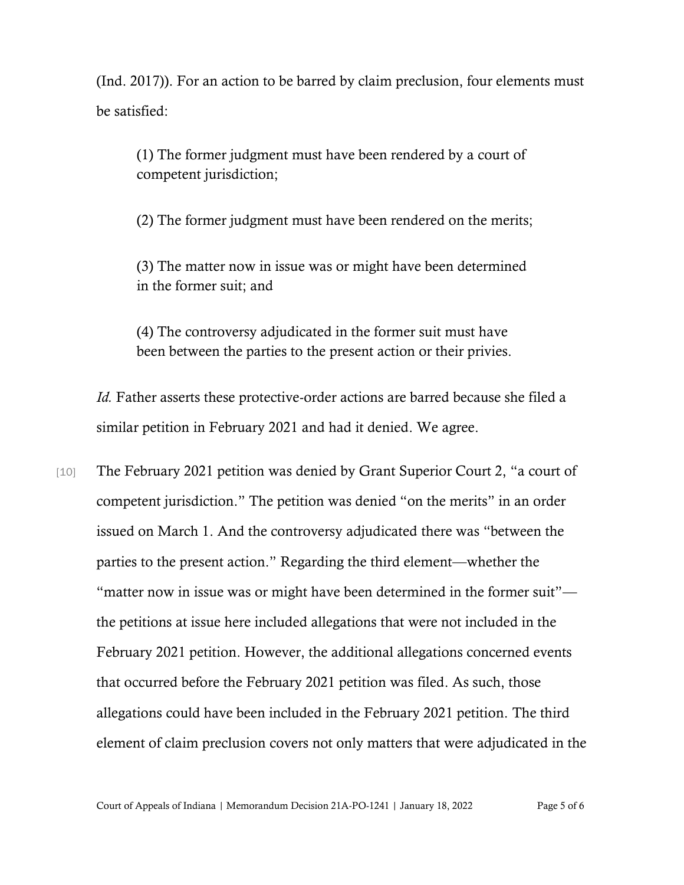(Ind. 2017)). For an action to be barred by claim preclusion, four elements must be satisfied:

> (1) The former judgment must have been rendered by a court of competent jurisdiction;
>
> (2) The former judgment must have been rendered on the merits;
>
> (3) The matter now in issue was or might have been determined in the former suit; and
>
> (4) The controversy adjudicated in the former suit must have been between the parties to the present action or their privies.

*Id.* Father asserts these protective-order actions are barred because she filed a similar petition in February 2021 and had it denied. We agree.

[10] The February 2021 petition was denied by Grant Superior Court 2, "a court of competent jurisdiction." The petition was denied "on the merits" in an order issued on March 1. And the controversy adjudicated there was "between the parties to the present action." Regarding the third element—whether the "matter now in issue was or might have been determined in the former suit"—the petitions at issue here included allegations that were not included in the February 2021 petition. However, the additional allegations concerned events that occurred before the February 2021 petition was filed. As such, those allegations could have been included in the February 2021 petition. The third element of claim preclusion covers not only matters that were adjudicated in the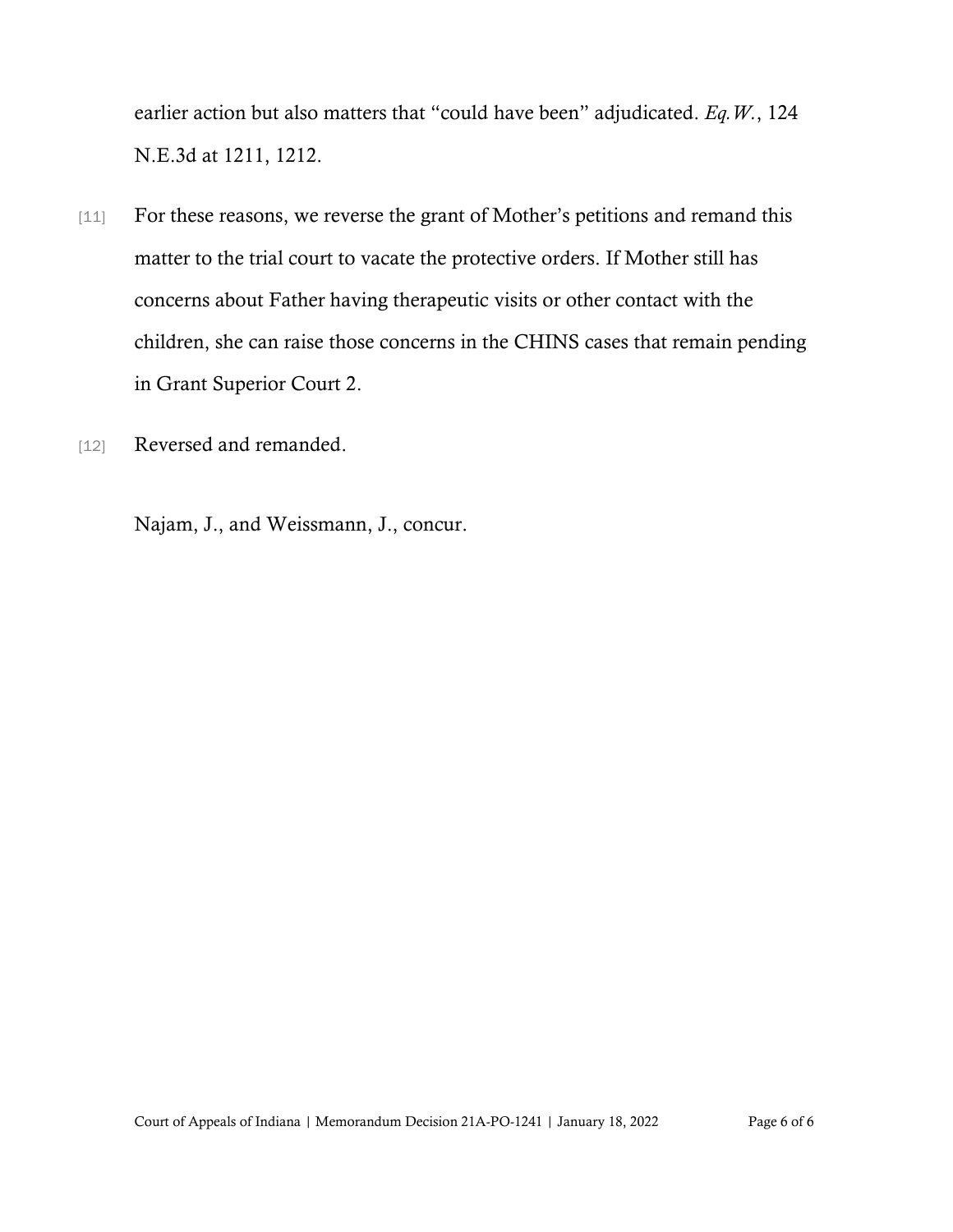earlier action but also matters that "could have been" adjudicated. *Eq.W.*, 124 N.E.3d at 1211, 1212.

[11] For these reasons, we reverse the grant of Mother's petitions and remand this matter to the trial court to vacate the protective orders. If Mother still has concerns about Father having therapeutic visits or other contact with the children, she can raise those concerns in the CHINS cases that remain pending in Grant Superior Court 2.

[12] Reversed and remanded.

Najam, J., and Weissmann, J., concur.